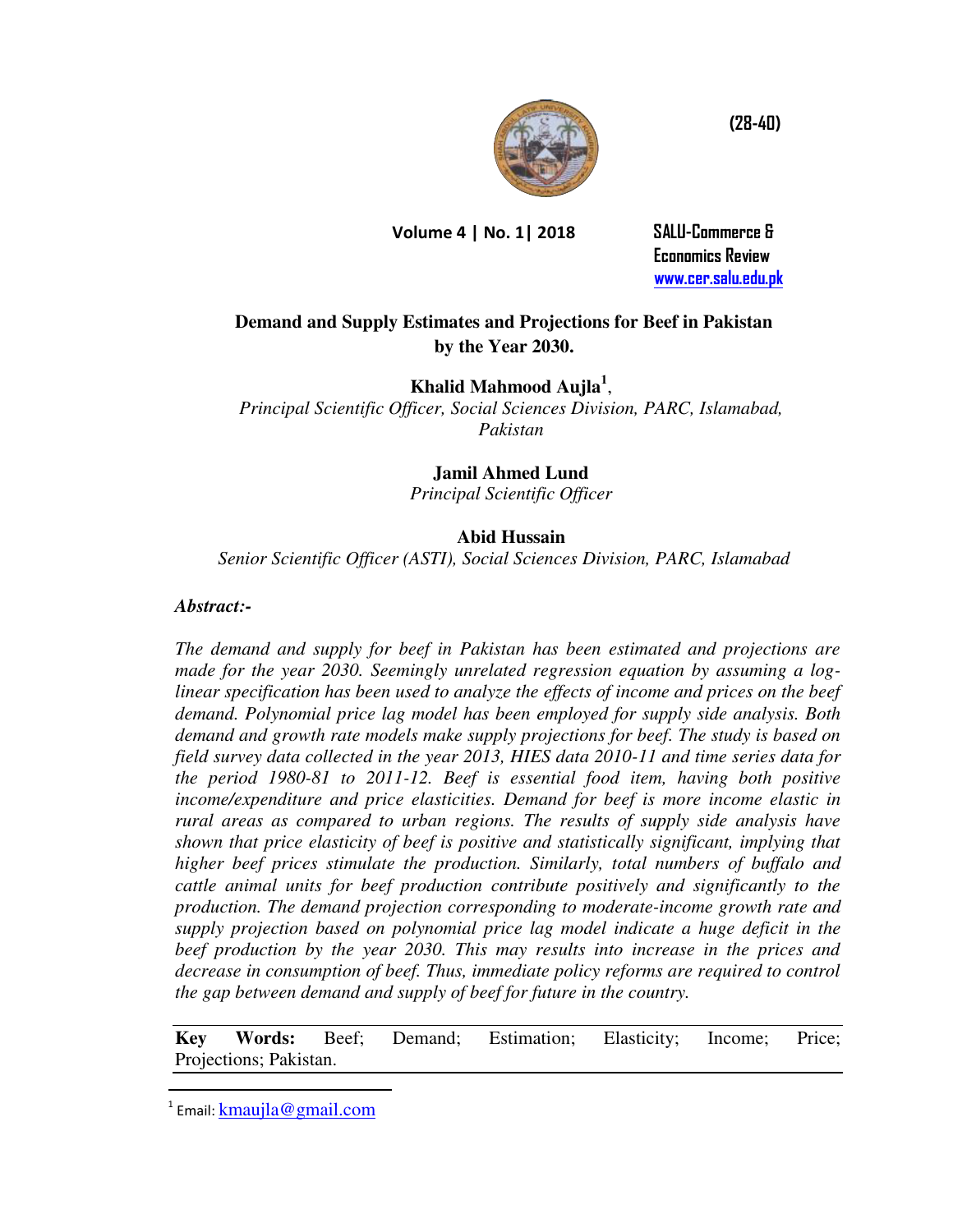# Demand and Supply Estimates and Projections for Beef in Pakistan by the Year 2030.

**Khalid Mahmood Aujla**[1],
*Principal Scientific Officer, Social Sciences Division, PARC, Islamabad, Pakistan*

**Jamil Ahmed Lund**
*Principal Scientific Officer*

**Abid Hussain**
*Senior Scientific Officer (ASTI), Social Sciences Division, PARC, Islamabad*

***Abstract:-***

*The demand and supply for beef in Pakistan has been estimated and projections are made for the year 2030. Seemingly unrelated regression equation by assuming a log-linear specification has been used to analyze the effects of income and prices on the beef demand. Polynomial price lag model has been employed for supply side analysis. Both demand and growth rate models make supply projections for beef. The study is based on field survey data collected in the year 2013, HIES data 2010-11 and time series data for the period 1980-81 to 2011-12. Beef is essential food item, having both positive income/expenditure and price elasticities. Demand for beef is more income elastic in rural areas as compared to urban regions. The results of supply side analysis have shown that price elasticity of beef is positive and statistically significant, implying that higher beef prices stimulate the production. Similarly, total numbers of buffalo and cattle animal units for beef production contribute positively and significantly to the production. The demand projection corresponding to moderate-income growth rate and supply projection based on polynomial price lag model indicate a huge deficit in the beef production by the year 2030. This may results into increase in the prices and decrease in consumption of beef. Thus, immediate policy reforms are required to control the gap between demand and supply of beef for future in the country.*

**Key Words:** Beef; Demand; Estimation; Elasticity; Income; Price; Projections; Pakistan.

---

[1] Email: kmaujla@gmail.com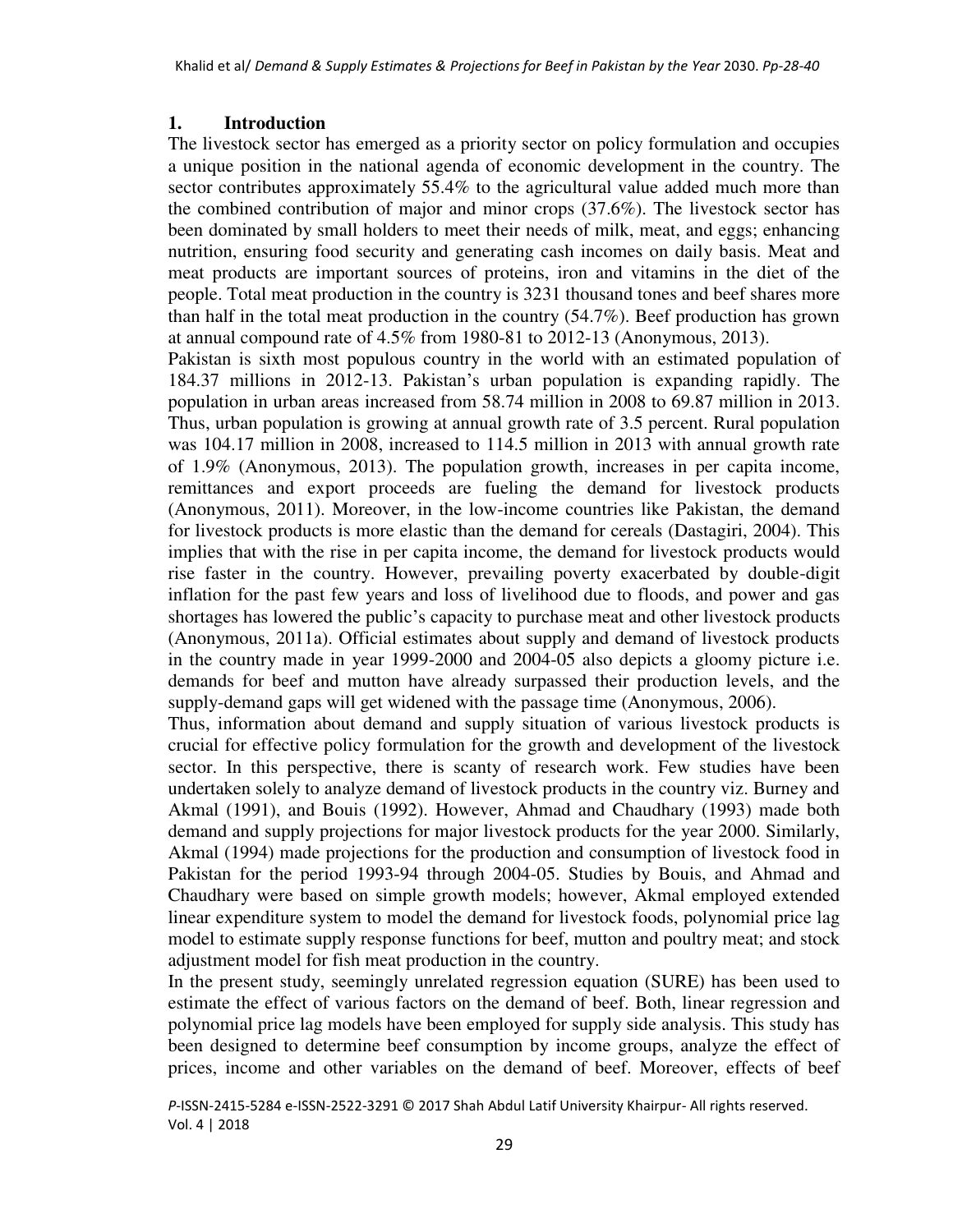## 1. Introduction

The livestock sector has emerged as a priority sector on policy formulation and occupies a unique position in the national agenda of economic development in the country. The sector contributes approximately 55.4% to the agricultural value added much more than the combined contribution of major and minor crops (37.6%). The livestock sector has been dominated by small holders to meet their needs of milk, meat, and eggs; enhancing nutrition, ensuring food security and generating cash incomes on daily basis. Meat and meat products are important sources of proteins, iron and vitamins in the diet of the people. Total meat production in the country is 3231 thousand tones and beef shares more than half in the total meat production in the country (54.7%). Beef production has grown at annual compound rate of 4.5% from 1980-81 to 2012-13 (Anonymous, 2013).

Pakistan is sixth most populous country in the world with an estimated population of 184.37 millions in 2012-13. Pakistan's urban population is expanding rapidly. The population in urban areas increased from 58.74 million in 2008 to 69.87 million in 2013. Thus, urban population is growing at annual growth rate of 3.5 percent. Rural population was 104.17 million in 2008, increased to 114.5 million in 2013 with annual growth rate of 1.9% (Anonymous, 2013). The population growth, increases in per capita income, remittances and export proceeds are fueling the demand for livestock products (Anonymous, 2011). Moreover, in the low-income countries like Pakistan, the demand for livestock products is more elastic than the demand for cereals (Dastagiri, 2004). This implies that with the rise in per capita income, the demand for livestock products would rise faster in the country. However, prevailing poverty exacerbated by double-digit inflation for the past few years and loss of livelihood due to floods, and power and gas shortages has lowered the public's capacity to purchase meat and other livestock products (Anonymous, 2011a). Official estimates about supply and demand of livestock products in the country made in year 1999-2000 and 2004-05 also depicts a gloomy picture i.e. demands for beef and mutton have already surpassed their production levels, and the supply-demand gaps will get widened with the passage time (Anonymous, 2006).

Thus, information about demand and supply situation of various livestock products is crucial for effective policy formulation for the growth and development of the livestock sector. In this perspective, there is scanty of research work. Few studies have been undertaken solely to analyze demand of livestock products in the country viz. Burney and Akmal (1991), and Bouis (1992). However, Ahmad and Chaudhary (1993) made both demand and supply projections for major livestock products for the year 2000. Similarly, Akmal (1994) made projections for the production and consumption of livestock food in Pakistan for the period 1993-94 through 2004-05. Studies by Bouis, and Ahmad and Chaudhary were based on simple growth models; however, Akmal employed extended linear expenditure system to model the demand for livestock foods, polynomial price lag model to estimate supply response functions for beef, mutton and poultry meat; and stock adjustment model for fish meat production in the country.

In the present study, seemingly unrelated regression equation (SURE) has been used to estimate the effect of various factors on the demand of beef. Both, linear regression and polynomial price lag models have been employed for supply side analysis. This study has been designed to determine beef consumption by income groups, analyze the effect of prices, income and other variables on the demand of beef. Moreover, effects of beef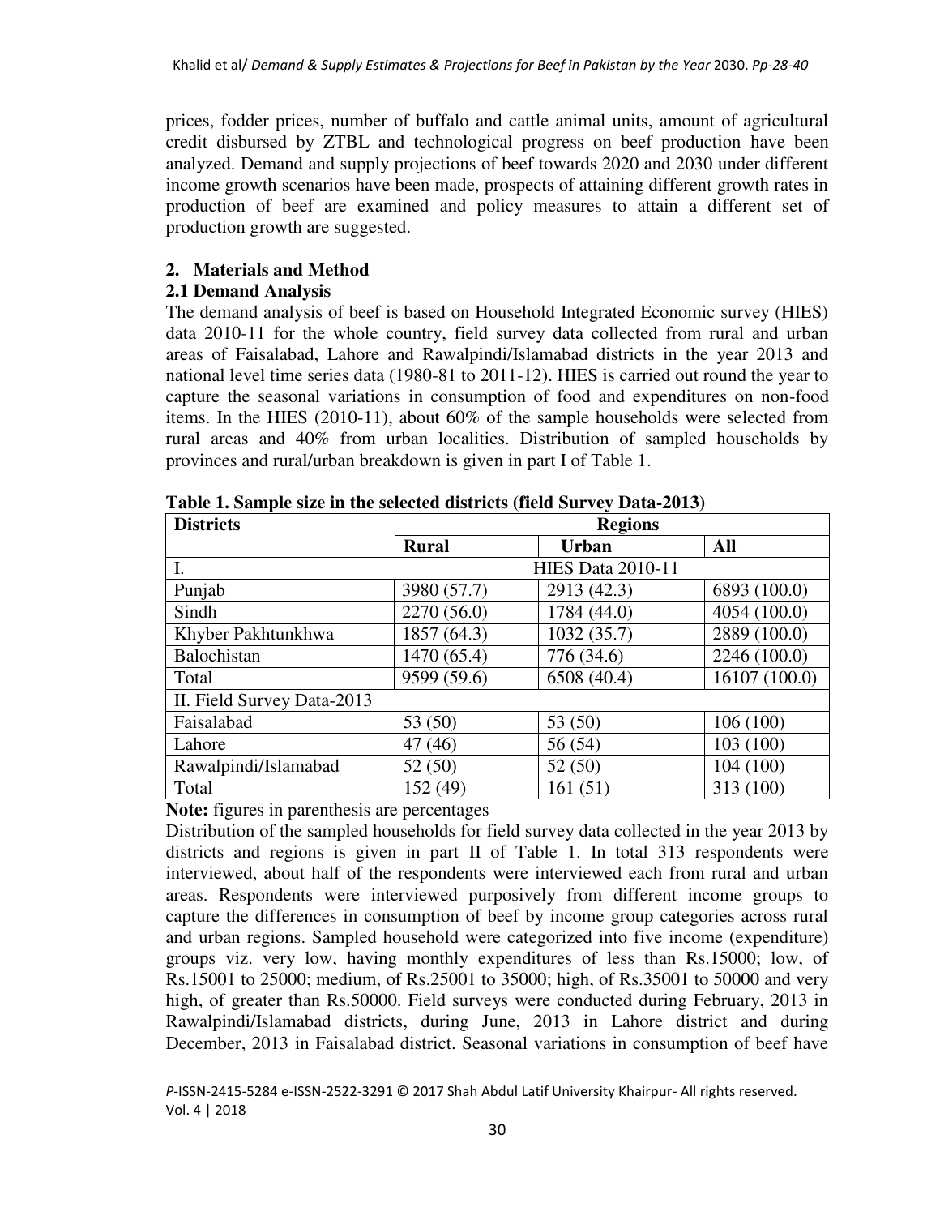prices, fodder prices, number of buffalo and cattle animal units, amount of agricultural credit disbursed by ZTBL and technological progress on beef production have been analyzed. Demand and supply projections of beef towards 2020 and 2030 under different income growth scenarios have been made, prospects of attaining different growth rates in production of beef are examined and policy measures to attain a different set of production growth are suggested.

## 2. Materials and Method

### 2.1 Demand Analysis

The demand analysis of beef is based on Household Integrated Economic survey (HIES) data 2010-11 for the whole country, field survey data collected from rural and urban areas of Faisalabad, Lahore and Rawalpindi/Islamabad districts in the year 2013 and national level time series data (1980-81 to 2011-12). HIES is carried out round the year to capture the seasonal variations in consumption of food and expenditures on non-food items. In the HIES (2010-11), about 60% of the sample households were selected from rural areas and 40% from urban localities. Distribution of sampled households by provinces and rural/urban breakdown is given in part I of Table 1.

**Table 1. Sample size in the selected districts (field Survey Data-2013)**

| Districts | Regions | | |
|---|---|---|---|
| | **Rural** | **Urban** | **All** |
| I. | HIES Data 2010-11 | | |
| Punjab | 3980 (57.7) | 2913 (42.3) | 6893 (100.0) |
| Sindh | 2270 (56.0) | 1784 (44.0) | 4054 (100.0) |
| Khyber Pakhtunkhwa | 1857 (64.3) | 1032 (35.7) | 2889 (100.0) |
| Balochistan | 1470 (65.4) | 776 (34.6) | 2246 (100.0) |
| Total | 9599 (59.6) | 6508 (40.4) | 16107 (100.0) |
| II. Field Survey Data-2013 | | | |
| Faisalabad | 53 (50) | 53 (50) | 106 (100) |
| Lahore | 47 (46) | 56 (54) | 103 (100) |
| Rawalpindi/Islamabad | 52 (50) | 52 (50) | 104 (100) |
| Total | 152 (49) | 161 (51) | 313 (100) |

**Note:** figures in parenthesis are percentages

Distribution of the sampled households for field survey data collected in the year 2013 by districts and regions is given in part II of Table 1. In total 313 respondents were interviewed, about half of the respondents were interviewed each from rural and urban areas. Respondents were interviewed purposively from different income groups to capture the differences in consumption of beef by income group categories across rural and urban regions. Sampled household were categorized into five income (expenditure) groups viz. very low, having monthly expenditures of less than Rs.15000; low, of Rs.15001 to 25000; medium, of Rs.25001 to 35000; high, of Rs.35001 to 50000 and very high, of greater than Rs.50000. Field surveys were conducted during February, 2013 in Rawalpindi/Islamabad districts, during June, 2013 in Lahore district and during December, 2013 in Faisalabad district. Seasonal variations in consumption of beef have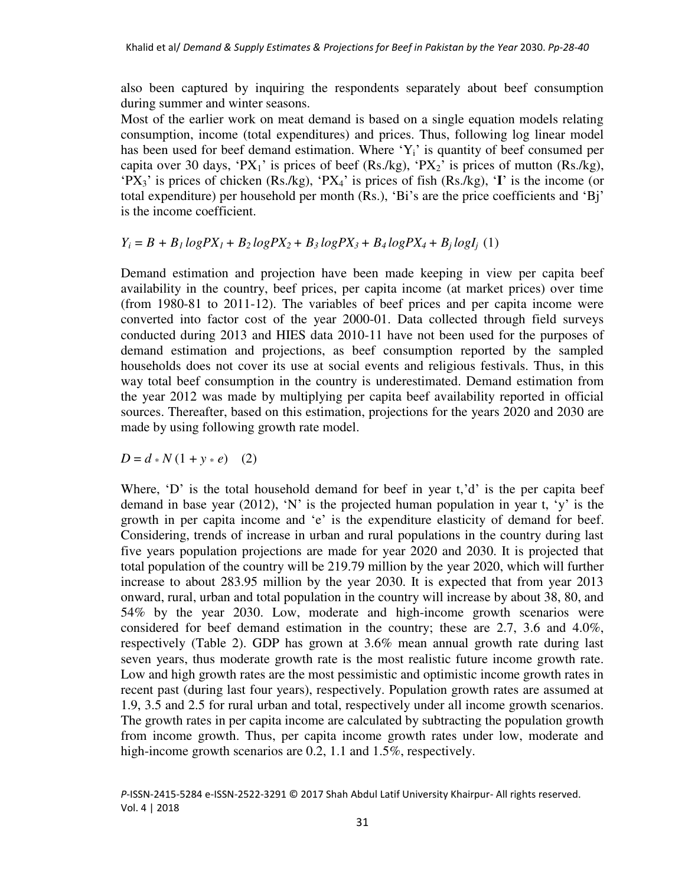also been captured by inquiring the respondents separately about beef consumption during summer and winter seasons.

Most of the earlier work on meat demand is based on a single equation models relating consumption, income (total expenditures) and prices. Thus, following log linear model has been used for beef demand estimation. Where '$Y_i$' is quantity of beef consumed per capita over 30 days, '$PX_1$' is prices of beef (Rs./kg), '$PX_2$' is prices of mutton (Rs./kg), '$PX_3$' is prices of chicken (Rs./kg), '$PX_4$' is prices of fish (Rs./kg), '**I**' is the income (or total expenditure) per household per month (Rs.), 'Bi's are the price coefficients and 'Bj' is the income coefficient.

$$Y_i = B + B_1 \log PX_1 + B_2 \log PX_2 + B_3 \log PX_3 + B_4 \log PX_4 + B_j \log I_j \quad (1)$$

Demand estimation and projection have been made keeping in view per capita beef availability in the country, beef prices, per capita income (at market prices) over time (from 1980-81 to 2011-12). The variables of beef prices and per capita income were converted into factor cost of the year 2000-01. Data collected through field surveys conducted during 2013 and HIES data 2010-11 have not been used for the purposes of demand estimation and projections, as beef consumption reported by the sampled households does not cover its use at social events and religious festivals. Thus, in this way total beef consumption in the country is underestimated. Demand estimation from the year 2012 was made by multiplying per capita beef availability reported in official sources. Thereafter, based on this estimation, projections for the years 2020 and 2030 are made by using following growth rate model.

$$D = d * N\,(1 + y * e) \quad (2)$$

Where, 'D' is the total household demand for beef in year t,'d' is the per capita beef demand in base year (2012), 'N' is the projected human population in year t, 'y' is the growth in per capita income and 'e' is the expenditure elasticity of demand for beef. Considering, trends of increase in urban and rural populations in the country during last five years population projections are made for year 2020 and 2030. It is projected that total population of the country will be 219.79 million by the year 2020, which will further increase to about 283.95 million by the year 2030. It is expected that from year 2013 onward, rural, urban and total population in the country will increase by about 38, 80, and 54% by the year 2030. Low, moderate and high-income growth scenarios were considered for beef demand estimation in the country; these are 2.7, 3.6 and 4.0%, respectively (Table 2). GDP has grown at 3.6% mean annual growth rate during last seven years, thus moderate growth rate is the most realistic future income growth rate. Low and high growth rates are the most pessimistic and optimistic income growth rates in recent past (during last four years), respectively. Population growth rates are assumed at 1.9, 3.5 and 2.5 for rural urban and total, respectively under all income growth scenarios. The growth rates in per capita income are calculated by subtracting the population growth from income growth. Thus, per capita income growth rates under low, moderate and high-income growth scenarios are 0.2, 1.1 and 1.5%, respectively.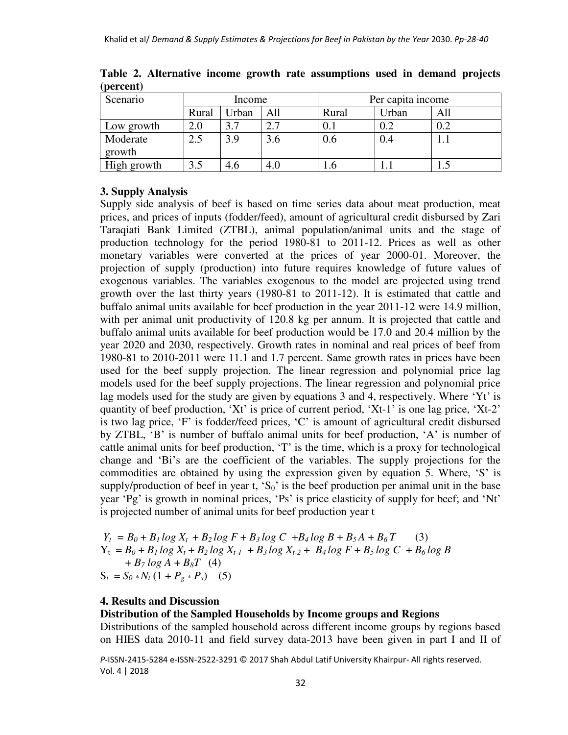**Table 2. Alternative income growth rate assumptions used in demand projects (percent)**

| Scenario | Income | | | Per capita income | | |
|---|---|---|---|---|---|---|
| | Rural | Urban | All | Rural | Urban | All |
| Low growth | 2.0 | 3.7 | 2.7 | 0.1 | 0.2 | 0.2 |
| Moderate growth | 2.5 | 3.9 | 3.6 | 0.6 | 0.4 | 1.1 |
| High growth | 3.5 | 4.6 | 4.0 | 1.6 | 1.1 | 1.5 |

### 3. Supply Analysis

Supply side analysis of beef is based on time series data about meat production, meat prices, and prices of inputs (fodder/feed), amount of agricultural credit disbursed by Zari Taraqiati Bank Limited (ZTBL), animal population/animal units and the stage of production technology for the period 1980-81 to 2011-12. Prices as well as other monetary variables were converted at the prices of year 2000-01. Moreover, the projection of supply (production) into future requires knowledge of future values of exogenous variables. The variables exogenous to the model are projected using trend growth over the last thirty years (1980-81 to 2011-12). It is estimated that cattle and buffalo animal units available for beef production in the year 2011-12 were 14.9 million, with per animal unit productivity of 120.8 kg per annum. It is projected that cattle and buffalo animal units available for beef production would be 17.0 and 20.4 million by the year 2020 and 2030, respectively. Growth rates in nominal and real prices of beef from 1980-81 to 2010-2011 were 11.1 and 1.7 percent. Same growth rates in prices have been used for the beef supply projection. The linear regression and polynomial price lag models used for the beef supply projections. The linear regression and polynomial price lag models used for the study are given by equations 3 and 4, respectively. Where '$Y_t$' is quantity of beef production, '$X_t$' is price of current period, '$X_{t-1}$' is one lag price, '$X_{t-2}$' is two lag price, 'F' is fodder/feed prices, 'C' is amount of agricultural credit disbursed by ZTBL, 'B' is number of buffalo animal units for beef production, 'A' is number of cattle animal units for beef production, 'T' is the time, which is a proxy for technological change and '$B_i$'s are the coefficient of the variables. The supply projections for the commodities are obtained by using the expression given by equation 5. Where, 'S' is supply/production of beef in year t, '$S_0$' is the beef production per animal unit in the base year '$P_g$' is growth in nominal prices, '$P_s$' is price elasticity of supply for beef; and '$N_t$' is projected number of animal units for beef production year t

$$Y_t = B_0 + B_1 \log X_t + B_2 \log F + B_3 \log C + B_4 \log B + B_5 A + B_6 T \quad (3)$$

$$Y_t = B_0 + B_1 \log X_t + B_2 \log X_{t-1} + B_3 \log X_{t-2} + B_4 \log F + B_5 \log C + B_6 \log B + B_7 \log A + B_8 T \quad (4)$$

$$S_t = S_0 * N_t (1 + P_g * P_s) \quad (5)$$

### 4. Results and Discussion

**Distribution of the Sampled Households by Income groups and Regions**

Distributions of the sampled household across different income groups by regions based on HIES data 2010-11 and field survey data-2013 have been given in part I and II of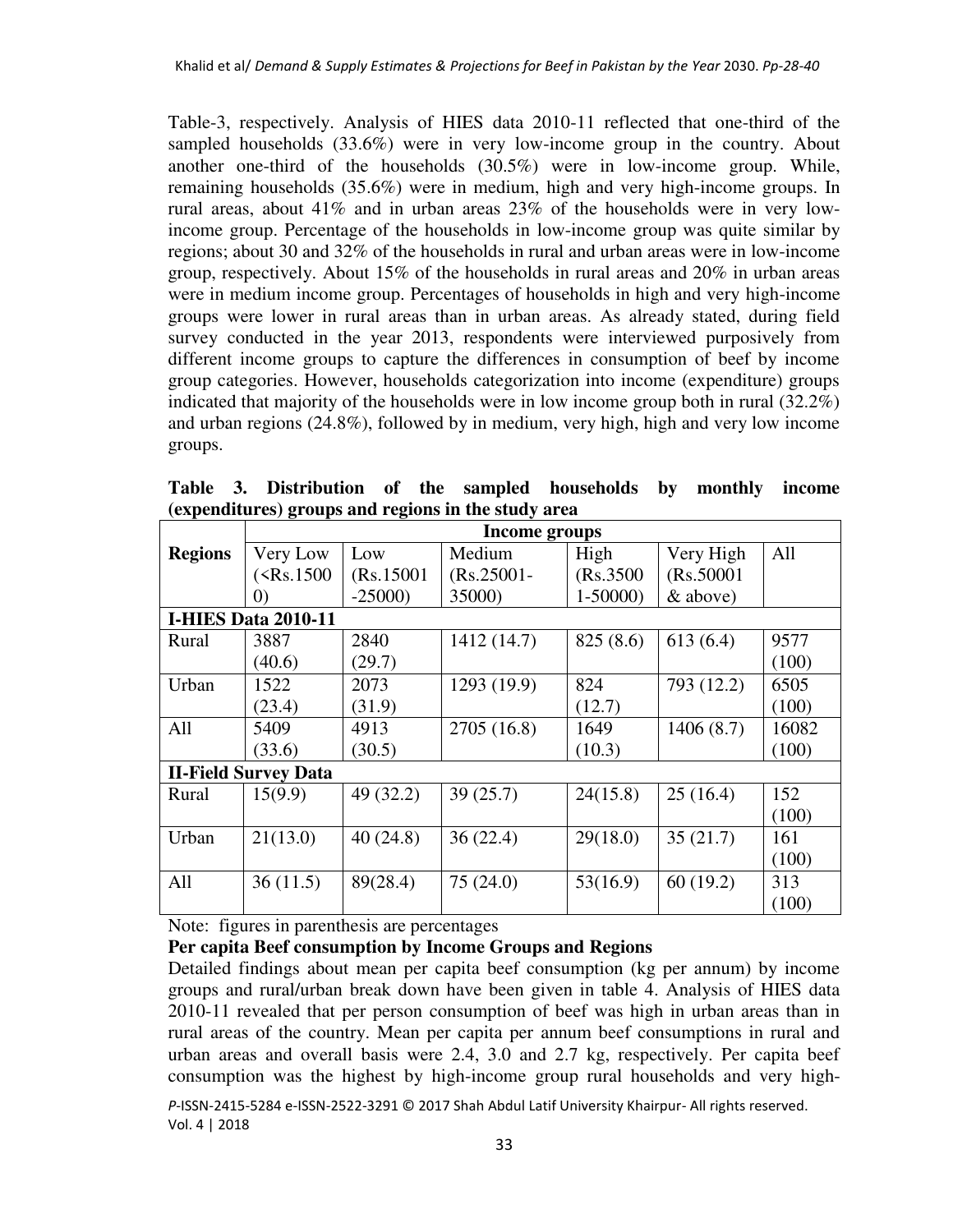Table-3, respectively. Analysis of HIES data 2010-11 reflected that one-third of the sampled households (33.6%) were in very low-income group in the country. About another one-third of the households (30.5%) were in low-income group. While, remaining households (35.6%) were in medium, high and very high-income groups. In rural areas, about 41% and in urban areas 23% of the households were in very low-income group. Percentage of the households in low-income group was quite similar by regions; about 30 and 32% of the households in rural and urban areas were in low-income group, respectively. About 15% of the households in rural areas and 20% in urban areas were in medium income group. Percentages of households in high and very high-income groups were lower in rural areas than in urban areas. As already stated, during field survey conducted in the year 2013, respondents were interviewed purposively from different income groups to capture the differences in consumption of beef by income group categories. However, households categorization into income (expenditure) groups indicated that majority of the households were in low income group both in rural (32.2%) and urban regions (24.8%), followed by in medium, very high, high and very low income groups.

**Table 3. Distribution of the sampled households by monthly income (expenditures) groups and regions in the study area**

| Regions | Income groups | | | | | |
|---|---|---|---|---|---|---|
| | Very Low (<Rs.15000) | Low (Rs.15001-25000) | Medium (Rs.25001-35000) | High (Rs.35001-50000) | Very High (Rs.50001 & above) | All |
| **I-HIES Data 2010-11** | | | | | | |
| Rural | 3887 (40.6) | 2840 (29.7) | 1412 (14.7) | 825 (8.6) | 613 (6.4) | 9577 (100) |
| Urban | 1522 (23.4) | 2073 (31.9) | 1293 (19.9) | 824 (12.7) | 793 (12.2) | 6505 (100) |
| All | 5409 (33.6) | 4913 (30.5) | 2705 (16.8) | 1649 (10.3) | 1406 (8.7) | 16082 (100) |
| **II-Field Survey Data** | | | | | | |
| Rural | 15(9.9) | 49 (32.2) | 39 (25.7) | 24(15.8) | 25 (16.4) | 152 (100) |
| Urban | 21(13.0) | 40 (24.8) | 36 (22.4) | 29(18.0) | 35 (21.7) | 161 (100) |
| All | 36 (11.5) | 89(28.4) | 75 (24.0) | 53(16.9) | 60 (19.2) | 313 (100) |

Note: figures in parenthesis are percentages

**Per capita Beef consumption by Income Groups and Regions**

Detailed findings about mean per capita beef consumption (kg per annum) by income groups and rural/urban break down have been given in table 4. Analysis of HIES data 2010-11 revealed that per person consumption of beef was high in urban areas than in rural areas of the country. Mean per capita per annum beef consumptions in rural and urban areas and overall basis were 2.4, 3.0 and 2.7 kg, respectively. Per capita beef consumption was the highest by high-income group rural households and very high-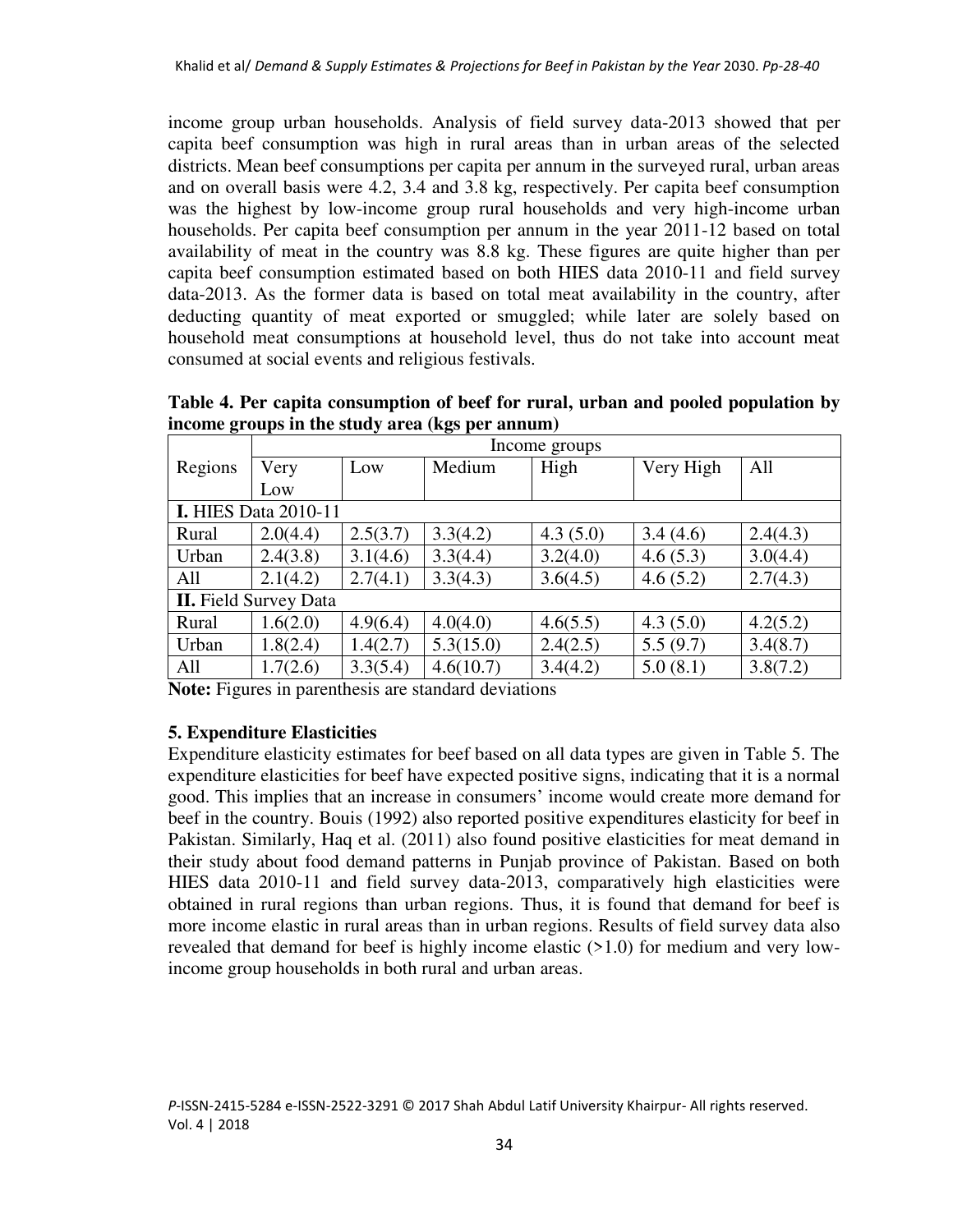income group urban households. Analysis of field survey data-2013 showed that per capita beef consumption was high in rural areas than in urban areas of the selected districts. Mean beef consumptions per capita per annum in the surveyed rural, urban areas and on overall basis were 4.2, 3.4 and 3.8 kg, respectively. Per capita beef consumption was the highest by low-income group rural households and very high-income urban households. Per capita beef consumption per annum in the year 2011-12 based on total availability of meat in the country was 8.8 kg. These figures are quite higher than per capita beef consumption estimated based on both HIES data 2010-11 and field survey data-2013. As the former data is based on total meat availability in the country, after deducting quantity of meat exported or smuggled; while later are solely based on household meat consumptions at household level, thus do not take into account meat consumed at social events and religious festivals.

**Table 4. Per capita consumption of beef for rural, urban and pooled population by income groups in the study area (kgs per annum)**

| Regions | Income groups | | | | | |
|---|---|---|---|---|---|---|
| | Very Low | Low | Medium | High | Very High | All |
| **I.** HIES Data 2010-11 | | | | | | |
| Rural | 2.0(4.4) | 2.5(3.7) | 3.3(4.2) | 4.3 (5.0) | 3.4 (4.6) | 2.4(4.3) |
| Urban | 2.4(3.8) | 3.1(4.6) | 3.3(4.4) | 3.2(4.0) | 4.6 (5.3) | 3.0(4.4) |
| All | 2.1(4.2) | 2.7(4.1) | 3.3(4.3) | 3.6(4.5) | 4.6 (5.2) | 2.7(4.3) |
| **II.** Field Survey Data | | | | | | |
| Rural | 1.6(2.0) | 4.9(6.4) | 4.0(4.0) | 4.6(5.5) | 4.3 (5.0) | 4.2(5.2) |
| Urban | 1.8(2.4) | 1.4(2.7) | 5.3(15.0) | 2.4(2.5) | 5.5 (9.7) | 3.4(8.7) |
| All | 1.7(2.6) | 3.3(5.4) | 4.6(10.7) | 3.4(4.2) | 5.0 (8.1) | 3.8(7.2) |

**Note:** Figures in parenthesis are standard deviations

### 5. Expenditure Elasticities

Expenditure elasticity estimates for beef based on all data types are given in Table 5. The expenditure elasticities for beef have expected positive signs, indicating that it is a normal good. This implies that an increase in consumers' income would create more demand for beef in the country. Bouis (1992) also reported positive expenditures elasticity for beef in Pakistan. Similarly, Haq et al. (2011) also found positive elasticities for meat demand in their study about food demand patterns in Punjab province of Pakistan. Based on both HIES data 2010-11 and field survey data-2013, comparatively high elasticities were obtained in rural regions than urban regions. Thus, it is found that demand for beef is more income elastic in rural areas than in urban regions. Results of field survey data also revealed that demand for beef is highly income elastic (>1.0) for medium and very low-income group households in both rural and urban areas.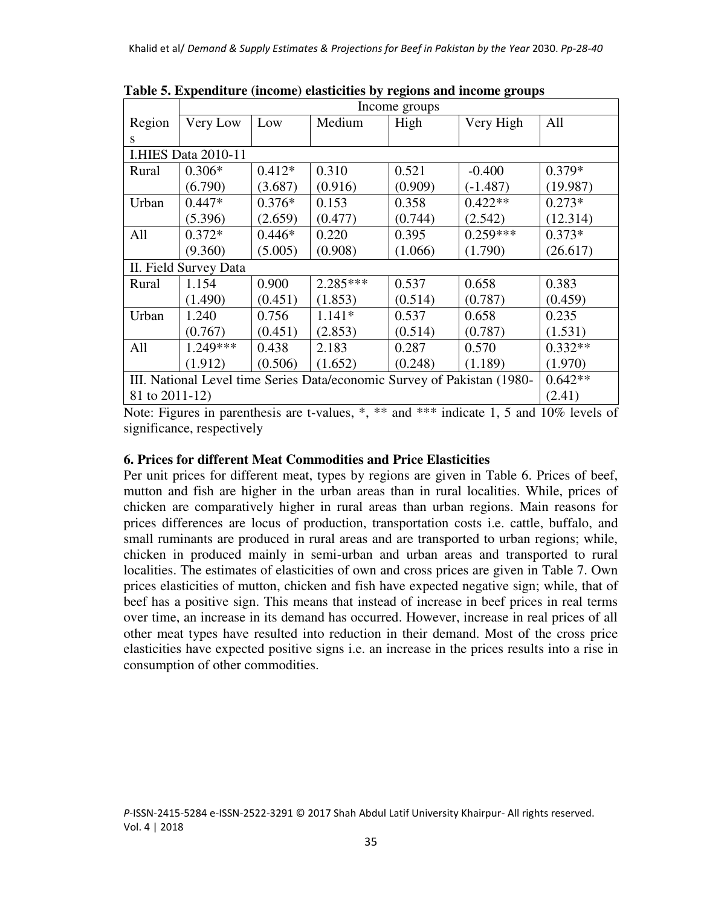**Table 5. Expenditure (income) elasticities by regions and income groups**

| Regions | Income groups | | | | | |
|---|---|---|---|---|---|---|
| | Very Low | Low | Medium | High | Very High | All |
| I.HIES Data 2010-11 | | | | | | |
| Rural | 0.306* (6.790) | 0.412* (3.687) | 0.310 (0.916) | 0.521 (0.909) | -0.400 (-1.487) | 0.379* (19.987) |
| Urban | 0.447* (5.396) | 0.376* (2.659) | 0.153 (0.477) | 0.358 (0.744) | 0.422** (2.542) | 0.273* (12.314) |
| All | 0.372* (9.360) | 0.446* (5.005) | 0.220 (0.908) | 0.395 (1.066) | 0.259*** (1.790) | 0.373* (26.617) |
| II. Field Survey Data | | | | | | |
| Rural | 1.154 (1.490) | 0.900 (0.451) | 2.285*** (1.853) | 0.537 (0.514) | 0.658 (0.787) | 0.383 (0.459) |
| Urban | 1.240 (0.767) | 0.756 (0.451) | 1.141* (2.853) | 0.537 (0.514) | 0.658 (0.787) | 0.235 (1.531) |
| All | 1.249*** (1.912) | 0.438 (0.506) | 2.183 (1.652) | 0.287 (0.248) | 0.570 (1.189) | 0.332** (1.970) |
| III. National Level time Series Data/economic Survey of Pakistan (1980-81 to 2011-12) | | | | | | 0.642** (2.41) |

Note: Figures in parenthesis are t-values, *, ** and *** indicate 1, 5 and 10% levels of significance, respectively

### 6. Prices for different Meat Commodities and Price Elasticities

Per unit prices for different meat, types by regions are given in Table 6. Prices of beef, mutton and fish are higher in the urban areas than in rural localities. While, prices of chicken are comparatively higher in rural areas than urban regions. Main reasons for prices differences are locus of production, transportation costs i.e. cattle, buffalo, and small ruminants are produced in rural areas and are transported to urban regions; while, chicken in produced mainly in semi-urban and urban areas and transported to rural localities. The estimates of elasticities of own and cross prices are given in Table 7. Own prices elasticities of mutton, chicken and fish have expected negative sign; while, that of beef has a positive sign. This means that instead of increase in beef prices in real terms over time, an increase in its demand has occurred. However, increase in real prices of all other meat types have resulted into reduction in their demand. Most of the cross price elasticities have expected positive signs i.e. an increase in the prices results into a rise in consumption of other commodities.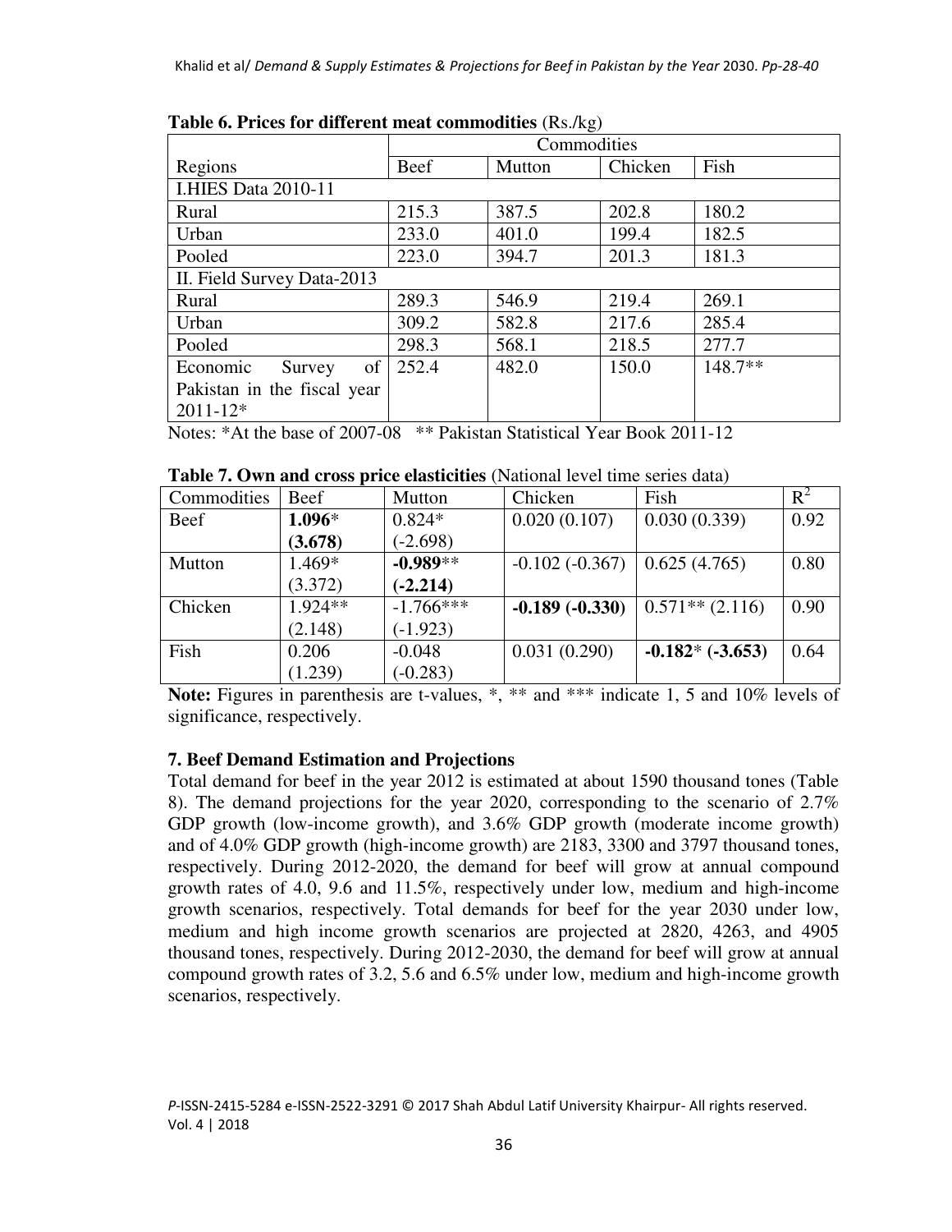**Table 6. Prices for different meat commodities** (Rs./kg)

| Regions | Commodities | | | |
|---|---|---|---|---|
| | Beef | Mutton | Chicken | Fish |
| I.HIES Data 2010-11 | | | | |
| Rural | 215.3 | 387.5 | 202.8 | 180.2 |
| Urban | 233.0 | 401.0 | 199.4 | 182.5 |
| Pooled | 223.0 | 394.7 | 201.3 | 181.3 |
| II. Field Survey Data-2013 | | | | |
| Rural | 289.3 | 546.9 | 219.4 | 269.1 |
| Urban | 309.2 | 582.8 | 217.6 | 285.4 |
| Pooled | 298.3 | 568.1 | 218.5 | 277.7 |
| Economic Survey of Pakistan in the fiscal year 2011-12* | 252.4 | 482.0 | 150.0 | 148.7** |

Notes: *At the base of 2007-08 ** Pakistan Statistical Year Book 2011-12

**Table 7. Own and cross price elasticities** (National level time series data)

| Commodities | Beef | Mutton | Chicken | Fish | $R^2$ |
|---|---|---|---|---|---|
| Beef | **1.096*** **(3.678)** | 0.824* (-2.698) | 0.020 (0.107) | 0.030 (0.339) | 0.92 |
| Mutton | 1.469* (3.372) | **-0.989**** **(-2.214)** | -0.102 (-0.367) | 0.625 (4.765) | 0.80 |
| Chicken | 1.924** (2.148) | -1.766*** (-1.923) | **-0.189 (-0.330)** | 0.571** (2.116) | 0.90 |
| Fish | 0.206 (1.239) | -0.048 (-0.283) | 0.031 (0.290) | **-0.182* (-3.653)** | 0.64 |

**Note:** Figures in parenthesis are t-values, *, ** and *** indicate 1, 5 and 10% levels of significance, respectively.

### 7. Beef Demand Estimation and Projections

Total demand for beef in the year 2012 is estimated at about 1590 thousand tones (Table 8). The demand projections for the year 2020, corresponding to the scenario of 2.7% GDP growth (low-income growth), and 3.6% GDP growth (moderate income growth) and of 4.0% GDP growth (high-income growth) are 2183, 3300 and 3797 thousand tones, respectively. During 2012-2020, the demand for beef will grow at annual compound growth rates of 4.0, 9.6 and 11.5%, respectively under low, medium and high-income growth scenarios, respectively. Total demands for beef for the year 2030 under low, medium and high income growth scenarios are projected at 2820, 4263, and 4905 thousand tones, respectively. During 2012-2030, the demand for beef will grow at annual compound growth rates of 3.2, 5.6 and 6.5% under low, medium and high-income growth scenarios, respectively.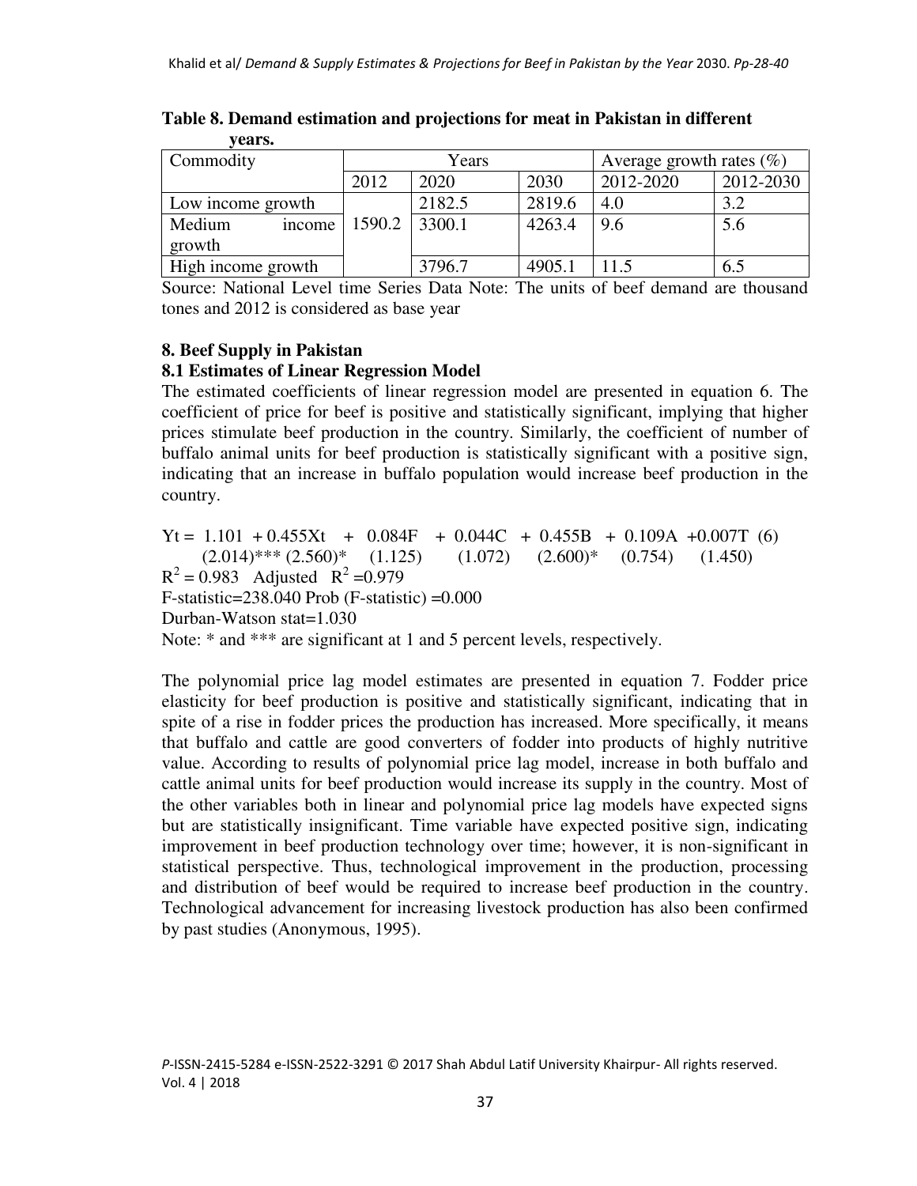**Table 8. Demand estimation and projections for meat in Pakistan in different years.**

| Commodity | Years | | | Average growth rates (%) | |
|---|---|---|---|---|---|
| | 2012 | 2020 | 2030 | 2012-2020 | 2012-2030 |
| Low income growth | 1590.2 | 2182.5 | 2819.6 | 4.0 | 3.2 |
| Medium income growth | | 3300.1 | 4263.4 | 9.6 | 5.6 |
| High income growth | | 3796.7 | 4905.1 | 11.5 | 6.5 |

Source: National Level time Series Data Note: The units of beef demand are thousand tones and 2012 is considered as base year

## 8. Beef Supply in Pakistan

### 8.1 Estimates of Linear Regression Model

The estimated coefficients of linear regression model are presented in equation 6. The coefficient of price for beef is positive and statistically significant, implying that higher prices stimulate beef production in the country. Similarly, the coefficient of number of buffalo animal units for beef production is statistically significant with a positive sign, indicating that an increase in buffalo population would increase beef production in the country.

$$Y_t = \underset{(2.014)^{***}}{1.101} + \underset{(2.560)^{*}}{0.455X_t} + \underset{(1.125)}{0.084F} + \underset{(1.072)}{0.044C} + \underset{(2.600)^{*}}{0.455B} + \underset{(0.754)}{0.109A} + \underset{(1.450)}{0.007T} \quad (6)$$

$R^2 = 0.983$ Adjusted $R^2 = 0.979$

F-statistic=238.040 Prob (F-statistic) =0.000

Durban-Watson stat=1.030

Note: * and *** are significant at 1 and 5 percent levels, respectively.

The polynomial price lag model estimates are presented in equation 7. Fodder price elasticity for beef production is positive and statistically significant, indicating that in spite of a rise in fodder prices the production has increased. More specifically, it means that buffalo and cattle are good converters of fodder into products of highly nutritive value. According to results of polynomial price lag model, increase in both buffalo and cattle animal units for beef production would increase its supply in the country. Most of the other variables both in linear and polynomial price lag models have expected signs but are statistically insignificant. Time variable have expected positive sign, indicating improvement in beef production technology over time; however, it is non-significant in statistical perspective. Thus, technological improvement in the production, processing and distribution of beef would be required to increase beef production in the country. Technological advancement for increasing livestock production has also been confirmed by past studies (Anonymous, 1995).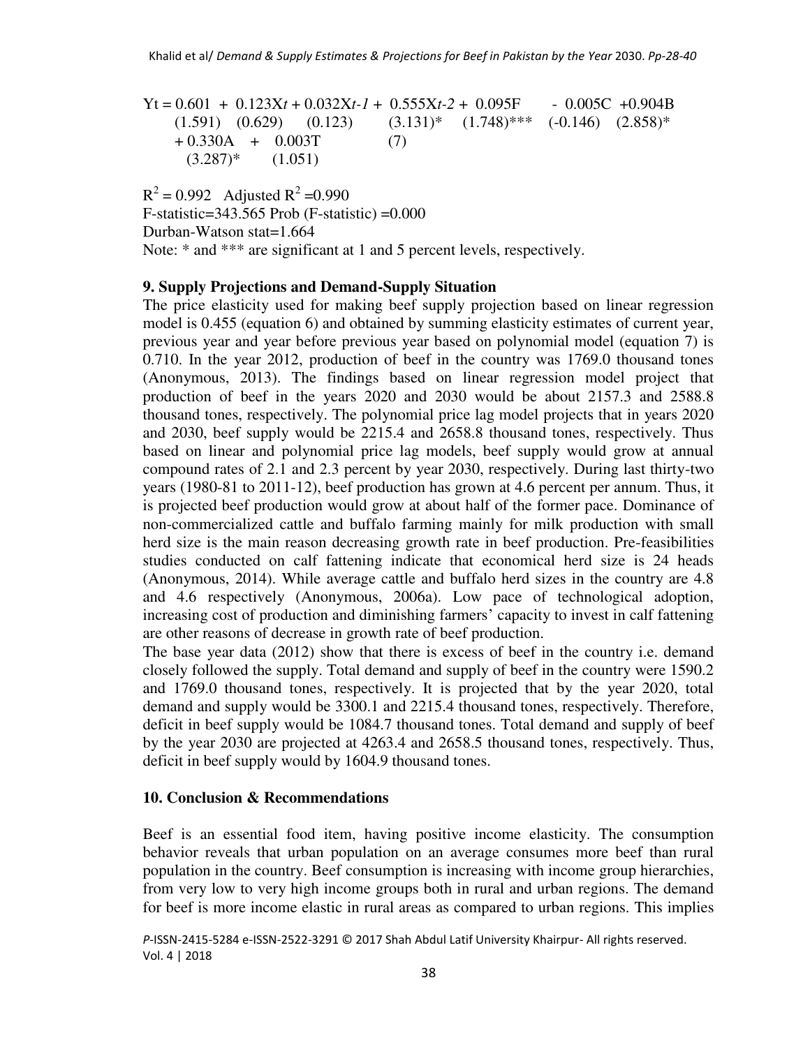$$Y_t = 0.601 + 0.123X_t + 0.032X_{t-1} + 0.555X_{t-2} + 0.095F - 0.005C + 0.904B + 0.330A + 0.003T \quad (7)$$

$$(1.591) \quad (0.629) \quad (0.123) \quad (3.131)^{*} \quad (1.748)^{***} \quad (-0.146) \quad (2.858)^{*} \quad (3.287)^{*} \quad (1.051)$$

$R^2 = 0.992$ Adjusted $R^2 = 0.990$
F-statistic=343.565 Prob (F-statistic) =0.000
Durban-Watson stat=1.664
Note: * and *** are significant at 1 and 5 percent levels, respectively.

## 9. Supply Projections and Demand-Supply Situation

The price elasticity used for making beef supply projection based on linear regression model is 0.455 (equation 6) and obtained by summing elasticity estimates of current year, previous year and year before previous year based on polynomial model (equation 7) is 0.710. In the year 2012, production of beef in the country was 1769.0 thousand tones (Anonymous, 2013). The findings based on linear regression model project that production of beef in the years 2020 and 2030 would be about 2157.3 and 2588.8 thousand tones, respectively. The polynomial price lag model projects that in years 2020 and 2030, beef supply would be 2215.4 and 2658.8 thousand tones, respectively. Thus based on linear and polynomial price lag models, beef supply would grow at annual compound rates of 2.1 and 2.3 percent by year 2030, respectively. During last thirty-two years (1980-81 to 2011-12), beef production has grown at 4.6 percent per annum. Thus, it is projected beef production would grow at about half of the former pace. Dominance of non-commercialized cattle and buffalo farming mainly for milk production with small herd size is the main reason decreasing growth rate in beef production. Pre-feasibilities studies conducted on calf fattening indicate that economical herd size is 24 heads (Anonymous, 2014). While average cattle and buffalo herd sizes in the country are 4.8 and 4.6 respectively (Anonymous, 2006a). Low pace of technological adoption, increasing cost of production and diminishing farmers' capacity to invest in calf fattening are other reasons of decrease in growth rate of beef production.

The base year data (2012) show that there is excess of beef in the country i.e. demand closely followed the supply. Total demand and supply of beef in the country were 1590.2 and 1769.0 thousand tones, respectively. It is projected that by the year 2020, total demand and supply would be 3300.1 and 2215.4 thousand tones, respectively. Therefore, deficit in beef supply would be 1084.7 thousand tones. Total demand and supply of beef by the year 2030 are projected at 4263.4 and 2658.5 thousand tones, respectively. Thus, deficit in beef supply would by 1604.9 thousand tones.

## 10. Conclusion & Recommendations

Beef is an essential food item, having positive income elasticity. The consumption behavior reveals that urban population on an average consumes more beef than rural population in the country. Beef consumption is increasing with income group hierarchies, from very low to very high income groups both in rural and urban regions. The demand for beef is more income elastic in rural areas as compared to urban regions. This implies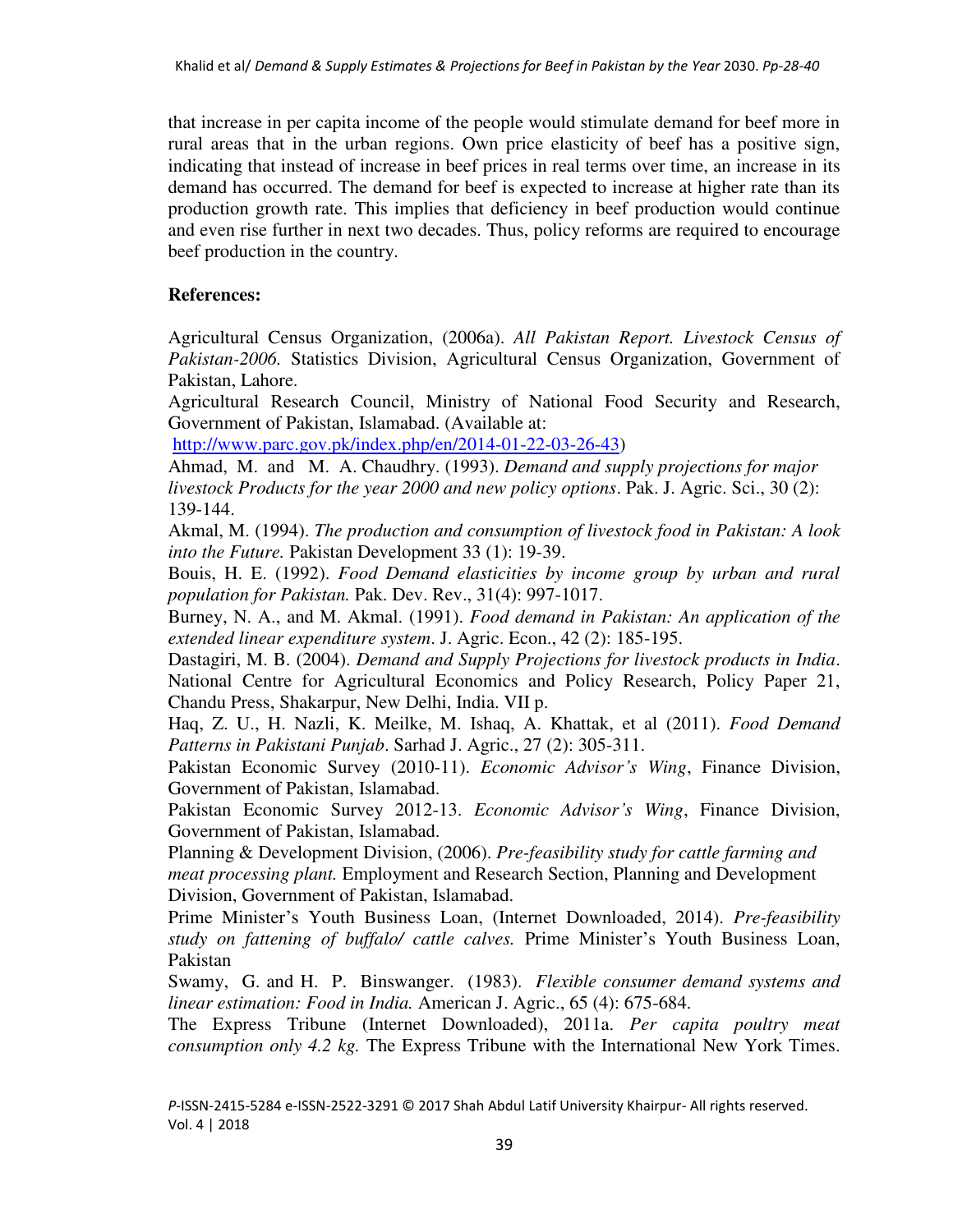that increase in per capita income of the people would stimulate demand for beef more in rural areas that in the urban regions. Own price elasticity of beef has a positive sign, indicating that instead of increase in beef prices in real terms over time, an increase in its demand has occurred. The demand for beef is expected to increase at higher rate than its production growth rate. This implies that deficiency in beef production would continue and even rise further in next two decades. Thus, policy reforms are required to encourage beef production in the country.

**References:**

Agricultural Census Organization, (2006a). *All Pakistan Report. Livestock Census of Pakistan-2006.* Statistics Division, Agricultural Census Organization, Government of Pakistan, Lahore.

Agricultural Research Council, Ministry of National Food Security and Research, Government of Pakistan, Islamabad. (Available at: [http://www.parc.gov.pk/index.php/en/2014-01-22-03-26-43](http://www.parc.gov.pk/index.php/en/2014-01-22-03-26-43))

Ahmad, M. and M. A. Chaudhry. (1993). *Demand and supply projections for major livestock Products for the year 2000 and new policy options*. Pak. J. Agric. Sci., 30 (2): 139-144.

Akmal, M. (1994). *The production and consumption of livestock food in Pakistan: A look into the Future.* Pakistan Development 33 (1): 19-39.

Bouis, H. E. (1992). *Food Demand elasticities by income group by urban and rural population for Pakistan.* Pak. Dev. Rev., 31(4): 997-1017.

Burney, N. A., and M. Akmal. (1991). *Food demand in Pakistan: An application of the extended linear expenditure system*. J. Agric. Econ., 42 (2): 185-195.

Dastagiri, M. B. (2004). *Demand and Supply Projections for livestock products in India*. National Centre for Agricultural Economics and Policy Research, Policy Paper 21, Chandu Press, Shakarpur, New Delhi, India. VII p.

Haq, Z. U., H. Nazli, K. Meilke, M. Ishaq, A. Khattak, et al (2011). *Food Demand Patterns in Pakistani Punjab*. Sarhad J. Agric., 27 (2): 305-311.

Pakistan Economic Survey (2010-11). *Economic Advisor's Wing*, Finance Division, Government of Pakistan, Islamabad.

Pakistan Economic Survey 2012-13. *Economic Advisor's Wing*, Finance Division, Government of Pakistan, Islamabad.

Planning & Development Division, (2006). *Pre-feasibility study for cattle farming and meat processing plant.* Employment and Research Section, Planning and Development Division, Government of Pakistan, Islamabad.

Prime Minister's Youth Business Loan, (Internet Downloaded, 2014). *Pre-feasibility study on fattening of buffalo/ cattle calves.* Prime Minister's Youth Business Loan, Pakistan

Swamy, G. and H. P. Binswanger. (1983). *Flexible consumer demand systems and linear estimation: Food in India.* American J. Agric., 65 (4): 675-684.

The Express Tribune (Internet Downloaded), 2011a. *Per capita poultry meat consumption only 4.2 kg.* The Express Tribune with the International New York Times.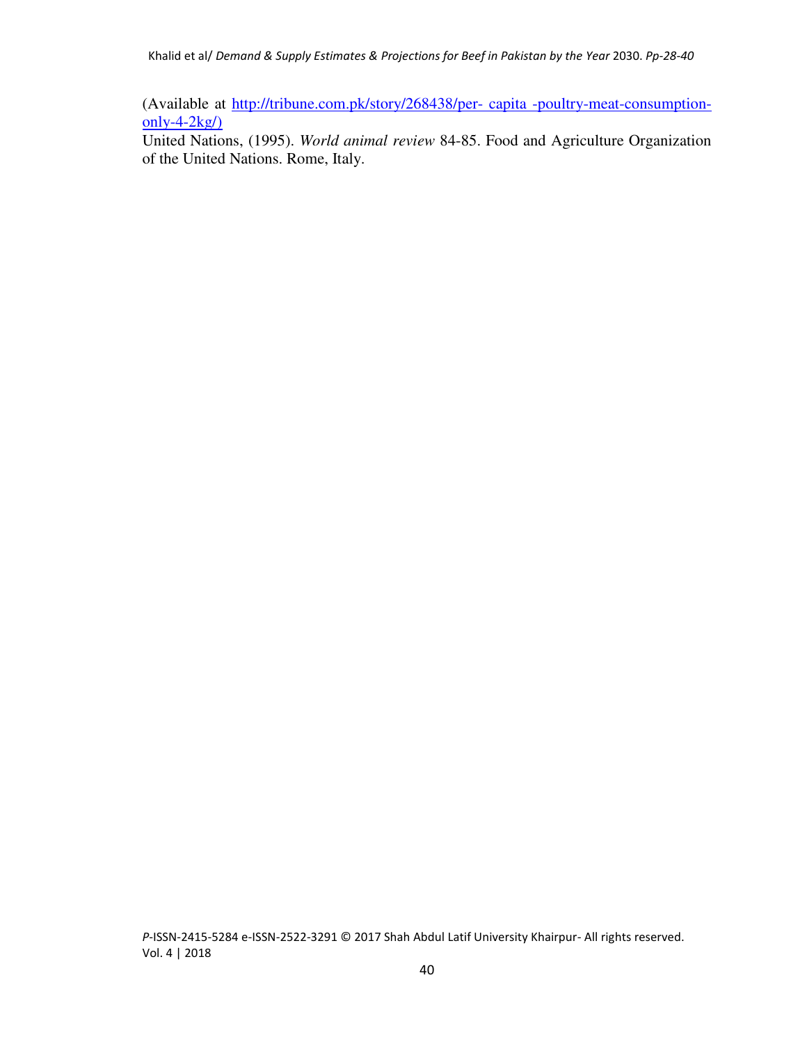(Available at [http://tribune.com.pk/story/268438/per- capita -poultry-meat-consumption-only-4-2kg/)](http://tribune.com.pk/story/268438/per-capita-poultry-meat-consumption-only-4-2kg/)

United Nations, (1995). *World animal review* 84-85. Food and Agriculture Organization of the United Nations. Rome, Italy.